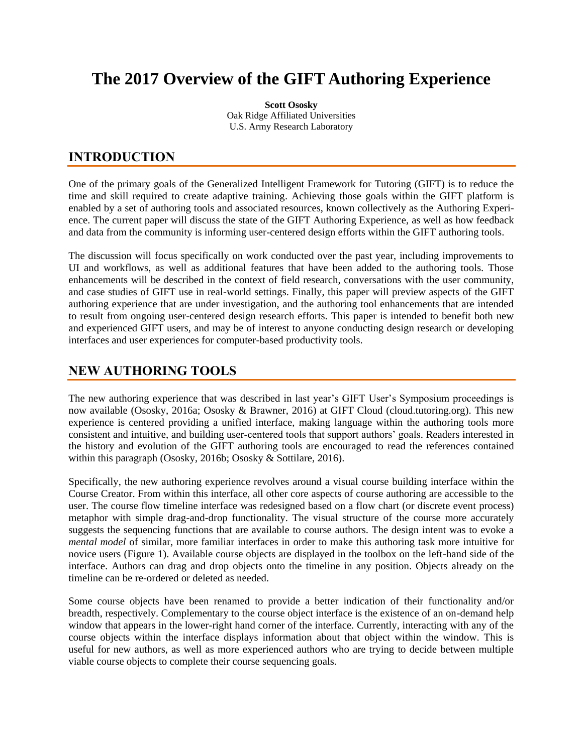# The 2017 Overview of the GIFT Authoring Experience

**Scott Ososky**
Oak Ridge Affiliated Universities
U.S. Army Research Laboratory

## INTRODUCTION

One of the primary goals of the Generalized Intelligent Framework for Tutoring (GIFT) is to reduce the time and skill required to create adaptive training. Achieving those goals within the GIFT platform is enabled by a set of authoring tools and associated resources, known collectively as the Authoring Experience. The current paper will discuss the state of the GIFT Authoring Experience, as well as how feedback and data from the community is informing user-centered design efforts within the GIFT authoring tools.

The discussion will focus specifically on work conducted over the past year, including improvements to UI and workflows, as well as additional features that have been added to the authoring tools. Those enhancements will be described in the context of field research, conversations with the user community, and case studies of GIFT use in real-world settings. Finally, this paper will preview aspects of the GIFT authoring experience that are under investigation, and the authoring tool enhancements that are intended to result from ongoing user-centered design research efforts. This paper is intended to benefit both new and experienced GIFT users, and may be of interest to anyone conducting design research or developing interfaces and user experiences for computer-based productivity tools.

## NEW AUTHORING TOOLS

The new authoring experience that was described in last year's GIFT User's Symposium proceedings is now available (Ososky, 2016a; Ososky & Brawner, 2016) at GIFT Cloud (cloud.tutoring.org). This new experience is centered providing a unified interface, making language within the authoring tools more consistent and intuitive, and building user-centered tools that support authors' goals. Readers interested in the history and evolution of the GIFT authoring tools are encouraged to read the references contained within this paragraph (Ososky, 2016b; Ososky & Sottilare, 2016).

Specifically, the new authoring experience revolves around a visual course building interface within the Course Creator. From within this interface, all other core aspects of course authoring are accessible to the user. The course flow timeline interface was redesigned based on a flow chart (or discrete event process) metaphor with simple drag-and-drop functionality. The visual structure of the course more accurately suggests the sequencing functions that are available to course authors. The design intent was to evoke a *mental model* of similar, more familiar interfaces in order to make this authoring task more intuitive for novice users (Figure 1). Available course objects are displayed in the toolbox on the left-hand side of the interface. Authors can drag and drop objects onto the timeline in any position. Objects already on the timeline can be re-ordered or deleted as needed.

Some course objects have been renamed to provide a better indication of their functionality and/or breadth, respectively. Complementary to the course object interface is the existence of an on-demand help window that appears in the lower-right hand corner of the interface. Currently, interacting with any of the course objects within the interface displays information about that object within the window. This is useful for new authors, as well as more experienced authors who are trying to decide between multiple viable course objects to complete their course sequencing goals.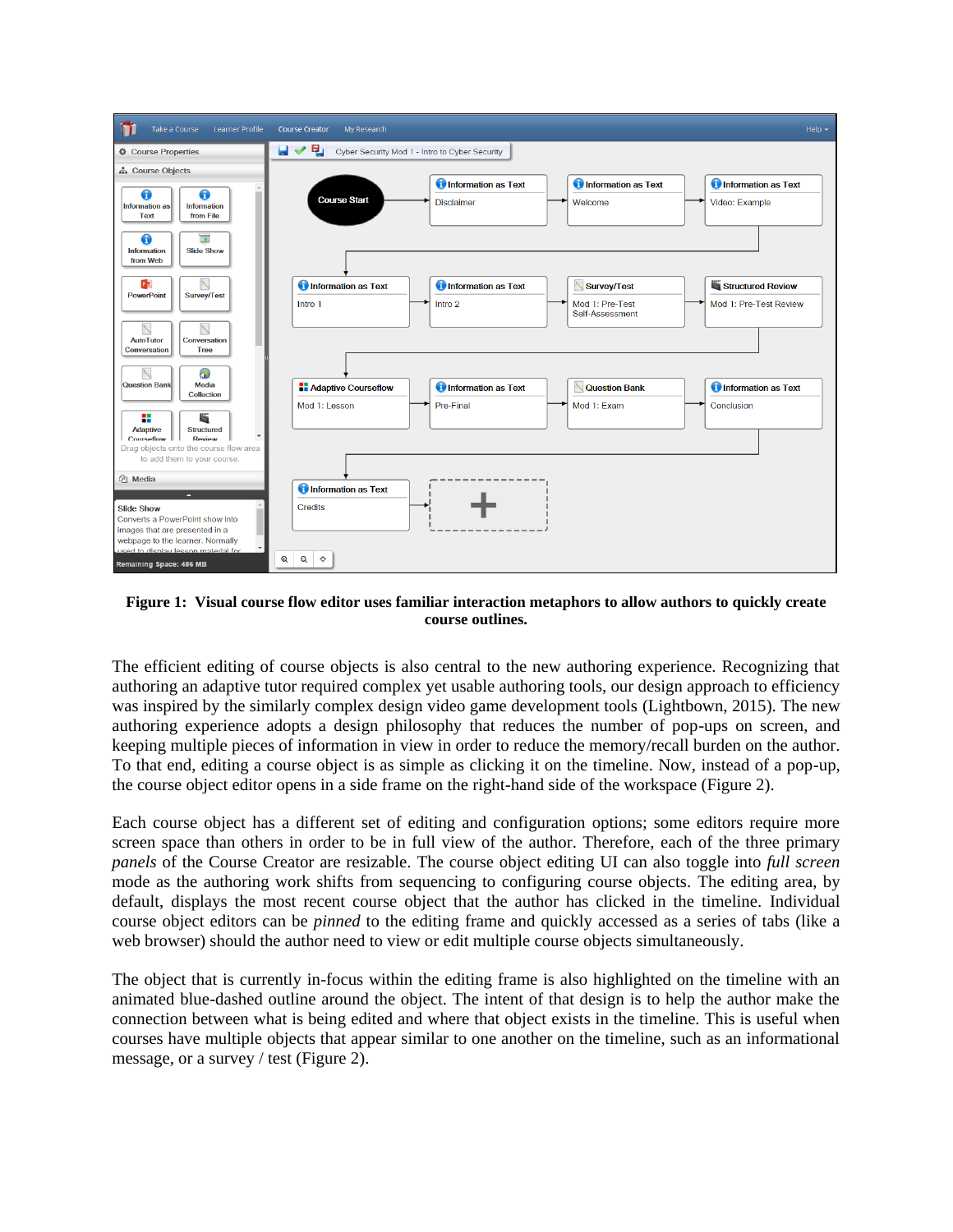**Figure 1: Visual course flow editor uses familiar interaction metaphors to allow authors to quickly create course outlines.**

The efficient editing of course objects is also central to the new authoring experience. Recognizing that authoring an adaptive tutor required complex yet usable authoring tools, our design approach to efficiency was inspired by the similarly complex design video game development tools (Lightbown, 2015). The new authoring experience adopts a design philosophy that reduces the number of pop-ups on screen, and keeping multiple pieces of information in view in order to reduce the memory/recall burden on the author. To that end, editing a course object is as simple as clicking it on the timeline. Now, instead of a pop-up, the course object editor opens in a side frame on the right-hand side of the workspace (Figure 2).

Each course object has a different set of editing and configuration options; some editors require more screen space than others in order to be in full view of the author. Therefore, each of the three primary *panels* of the Course Creator are resizable. The course object editing UI can also toggle into *full screen* mode as the authoring work shifts from sequencing to configuring course objects. The editing area, by default, displays the most recent course object that the author has clicked in the timeline. Individual course object editors can be *pinned* to the editing frame and quickly accessed as a series of tabs (like a web browser) should the author need to view or edit multiple course objects simultaneously.

The object that is currently in-focus within the editing frame is also highlighted on the timeline with an animated blue-dashed outline around the object. The intent of that design is to help the author make the connection between what is being edited and where that object exists in the timeline. This is useful when courses have multiple objects that appear similar to one another on the timeline, such as an informational message, or a survey / test (Figure 2).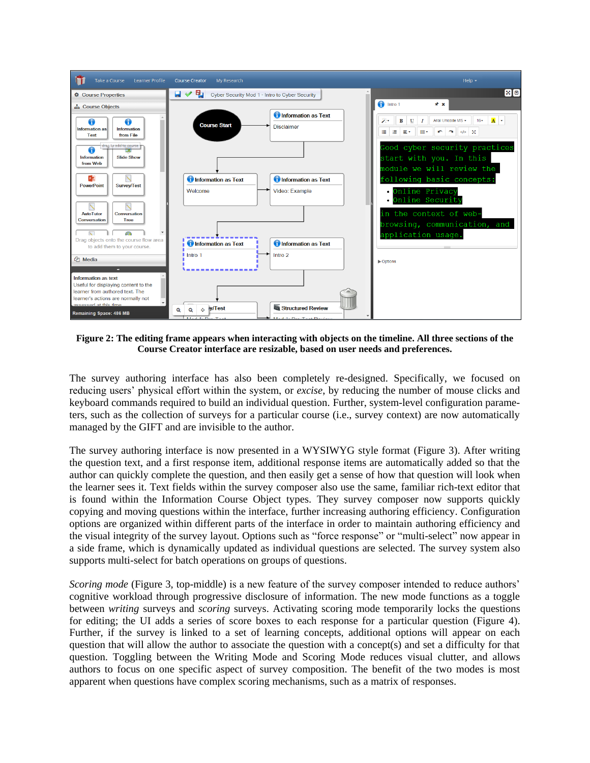**Figure 2: The editing frame appears when interacting with objects on the timeline. All three sections of the Course Creator interface are resizable, based on user needs and preferences.**

The survey authoring interface has also been completely re-designed. Specifically, we focused on reducing users' physical effort within the system, or *excise*, by reducing the number of mouse clicks and keyboard commands required to build an individual question. Further, system-level configuration parameters, such as the collection of surveys for a particular course (i.e., survey context) are now automatically managed by the GIFT and are invisible to the author.

The survey authoring interface is now presented in a WYSIWYG style format (Figure 3). After writing the question text, and a first response item, additional response items are automatically added so that the author can quickly complete the question, and then easily get a sense of how that question will look when the learner sees it. Text fields within the survey composer also use the same, familiar rich-text editor that is found within the Information Course Object types. They survey composer now supports quickly copying and moving questions within the interface, further increasing authoring efficiency. Configuration options are organized within different parts of the interface in order to maintain authoring efficiency and the visual integrity of the survey layout. Options such as "force response" or "multi-select" now appear in a side frame, which is dynamically updated as individual questions are selected. The survey system also supports multi-select for batch operations on groups of questions.

*Scoring mode* (Figure 3, top-middle) is a new feature of the survey composer intended to reduce authors' cognitive workload through progressive disclosure of information. The new mode functions as a toggle between *writing* surveys and *scoring* surveys. Activating scoring mode temporarily locks the questions for editing; the UI adds a series of score boxes to each response for a particular question (Figure 4). Further, if the survey is linked to a set of learning concepts, additional options will appear on each question that will allow the author to associate the question with a concept(s) and set a difficulty for that question. Toggling between the Writing Mode and Scoring Mode reduces visual clutter, and allows authors to focus on one specific aspect of survey composition. The benefit of the two modes is most apparent when questions have complex scoring mechanisms, such as a matrix of responses.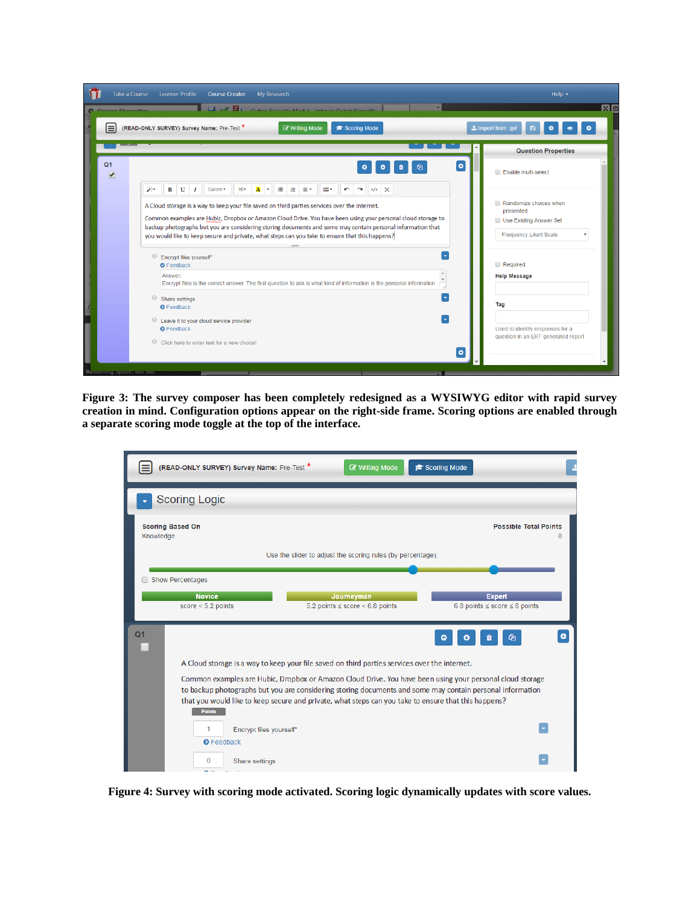**Figure 3: The survey composer has been completely redesigned as a WYSIWYG editor with rapid survey creation in mind. Configuration options appear on the right-side frame. Scoring options are enabled through a separate scoring mode toggle at the top of the interface.**

**Figure 4: Survey with scoring mode activated. Scoring logic dynamically updates with score values.**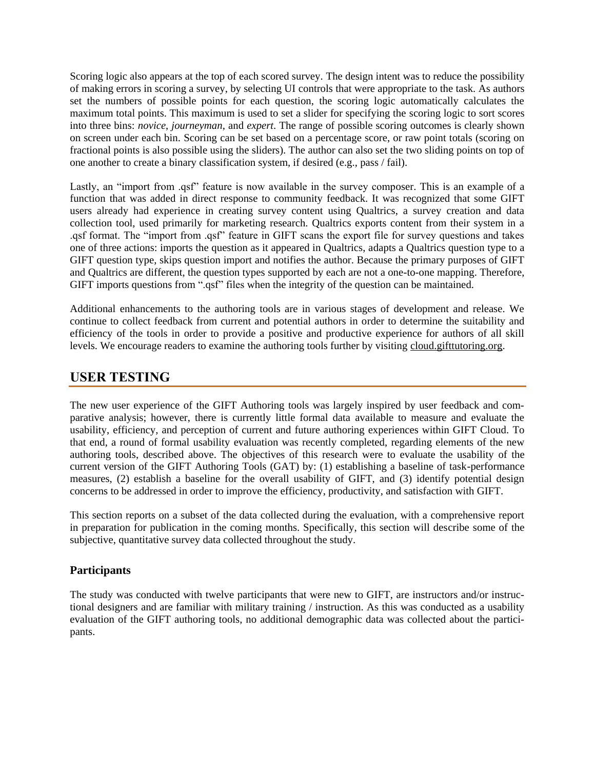Scoring logic also appears at the top of each scored survey. The design intent was to reduce the possibility of making errors in scoring a survey, by selecting UI controls that were appropriate to the task. As authors set the numbers of possible points for each question, the scoring logic automatically calculates the maximum total points. This maximum is used to set a slider for specifying the scoring logic to sort scores into three bins: *novice*, *journeyman*, and *expert*. The range of possible scoring outcomes is clearly shown on screen under each bin. Scoring can be set based on a percentage score, or raw point totals (scoring on fractional points is also possible using the sliders). The author can also set the two sliding points on top of one another to create a binary classification system, if desired (e.g., pass / fail).

Lastly, an "import from .qsf" feature is now available in the survey composer. This is an example of a function that was added in direct response to community feedback. It was recognized that some GIFT users already had experience in creating survey content using Qualtrics, a survey creation and data collection tool, used primarily for marketing research. Qualtrics exports content from their system in a .qsf format. The "import from .qsf" feature in GIFT scans the export file for survey questions and takes one of three actions: imports the question as it appeared in Qualtrics, adapts a Qualtrics question type to a GIFT question type, skips question import and notifies the author. Because the primary purposes of GIFT and Qualtrics are different, the question types supported by each are not a one-to-one mapping. Therefore, GIFT imports questions from ".qsf" files when the integrity of the question can be maintained.

Additional enhancements to the authoring tools are in various stages of development and release. We continue to collect feedback from current and potential authors in order to determine the suitability and efficiency of the tools in order to provide a positive and productive experience for authors of all skill levels. We encourage readers to examine the authoring tools further by visiting cloud.gifttutoring.org.

## USER TESTING

The new user experience of the GIFT Authoring tools was largely inspired by user feedback and comparative analysis; however, there is currently little formal data available to measure and evaluate the usability, efficiency, and perception of current and future authoring experiences within GIFT Cloud. To that end, a round of formal usability evaluation was recently completed, regarding elements of the new authoring tools, described above. The objectives of this research were to evaluate the usability of the current version of the GIFT Authoring Tools (GAT) by: (1) establishing a baseline of task-performance measures, (2) establish a baseline for the overall usability of GIFT, and (3) identify potential design concerns to be addressed in order to improve the efficiency, productivity, and satisfaction with GIFT.

This section reports on a subset of the data collected during the evaluation, with a comprehensive report in preparation for publication in the coming months. Specifically, this section will describe some of the subjective, quantitative survey data collected throughout the study.

### Participants

The study was conducted with twelve participants that were new to GIFT, are instructors and/or instructional designers and are familiar with military training / instruction. As this was conducted as a usability evaluation of the GIFT authoring tools, no additional demographic data was collected about the participants.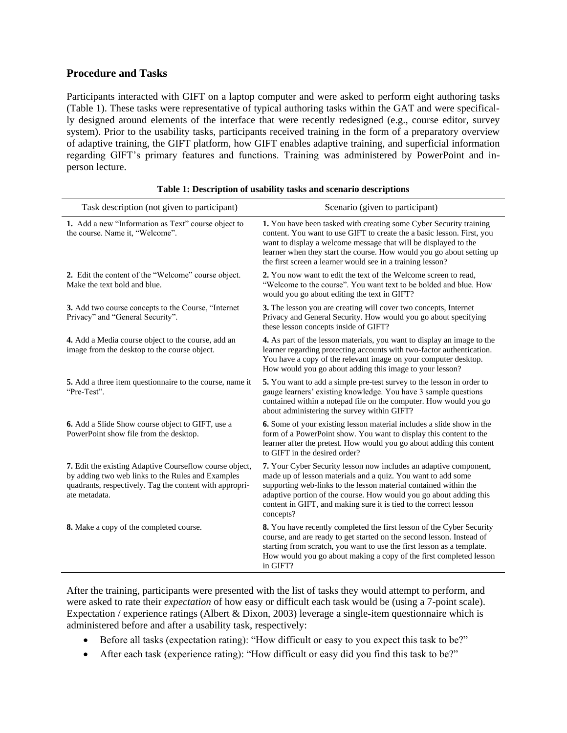### Procedure and Tasks

Participants interacted with GIFT on a laptop computer and were asked to perform eight authoring tasks (Table 1). These tasks were representative of typical authoring tasks within the GAT and were specifically designed around elements of the interface that were recently redesigned (e.g., course editor, survey system). Prior to the usability tasks, participants received training in the form of a preparatory overview of adaptive training, the GIFT platform, how GIFT enables adaptive training, and superficial information regarding GIFT's primary features and functions. Training was administered by PowerPoint and in-person lecture.

**Table 1: Description of usability tasks and scenario descriptions**

| Task description (not given to participant) | Scenario (given to participant) |
|---|---|
| **1.** Add a new "Information as Text" course object to the course. Name it, "Welcome". | **1.** You have been tasked with creating some Cyber Security training content. You want to use GIFT to create the a basic lesson. First, you want to display a welcome message that will be displayed to the learner when they start the course. How would you go about setting up the first screen a learner would see in a training lesson? |
| **2.** Edit the content of the "Welcome" course object. Make the text bold and blue. | **2.** You now want to edit the text of the Welcome screen to read, "Welcome to the course". You want text to be bolded and blue. How would you go about editing the text in GIFT? |
| **3.** Add two course concepts to the Course, "Internet Privacy" and "General Security". | **3.** The lesson you are creating will cover two concepts, Internet Privacy and General Security. How would you go about specifying these lesson concepts inside of GIFT? |
| **4.** Add a Media course object to the course, add an image from the desktop to the course object. | **4.** As part of the lesson materials, you want to display an image to the learner regarding protecting accounts with two-factor authentication. You have a copy of the relevant image on your computer desktop. How would you go about adding this image to your lesson? |
| **5.** Add a three item questionnaire to the course, name it "Pre-Test". | **5.** You want to add a simple pre-test survey to the lesson in order to gauge learners' existing knowledge. You have 3 sample questions contained within a notepad file on the computer. How would you go about administering the survey within GIFT? |
| **6.** Add a Slide Show course object to GIFT, use a PowerPoint show file from the desktop. | **6.** Some of your existing lesson material includes a slide show in the form of a PowerPoint show. You want to display this content to the learner after the pretest. How would you go about adding this content to GIFT in the desired order? |
| **7.** Edit the existing Adaptive Courseflow course object, by adding two web links to the Rules and Examples quadrants, respectively. Tag the content with appropriate metadata. | **7.** Your Cyber Security lesson now includes an adaptive component, made up of lesson materials and a quiz. You want to add some supporting web-links to the lesson material contained within the adaptive portion of the course. How would you go about adding this content in GIFT, and making sure it is tied to the correct lesson concepts? |
| **8.** Make a copy of the completed course. | **8.** You have recently completed the first lesson of the Cyber Security course, and are ready to get started on the second lesson. Instead of starting from scratch, you want to use the first lesson as a template. How would you go about making a copy of the first completed lesson in GIFT? |

After the training, participants were presented with the list of tasks they would attempt to perform, and were asked to rate their *expectation* of how easy or difficult each task would be (using a 7-point scale). Expectation / experience ratings (Albert & Dixon, 2003) leverage a single-item questionnaire which is administered before and after a usability task, respectively:

- Before all tasks (expectation rating): "How difficult or easy to you expect this task to be?"
- After each task (experience rating): "How difficult or easy did you find this task to be?"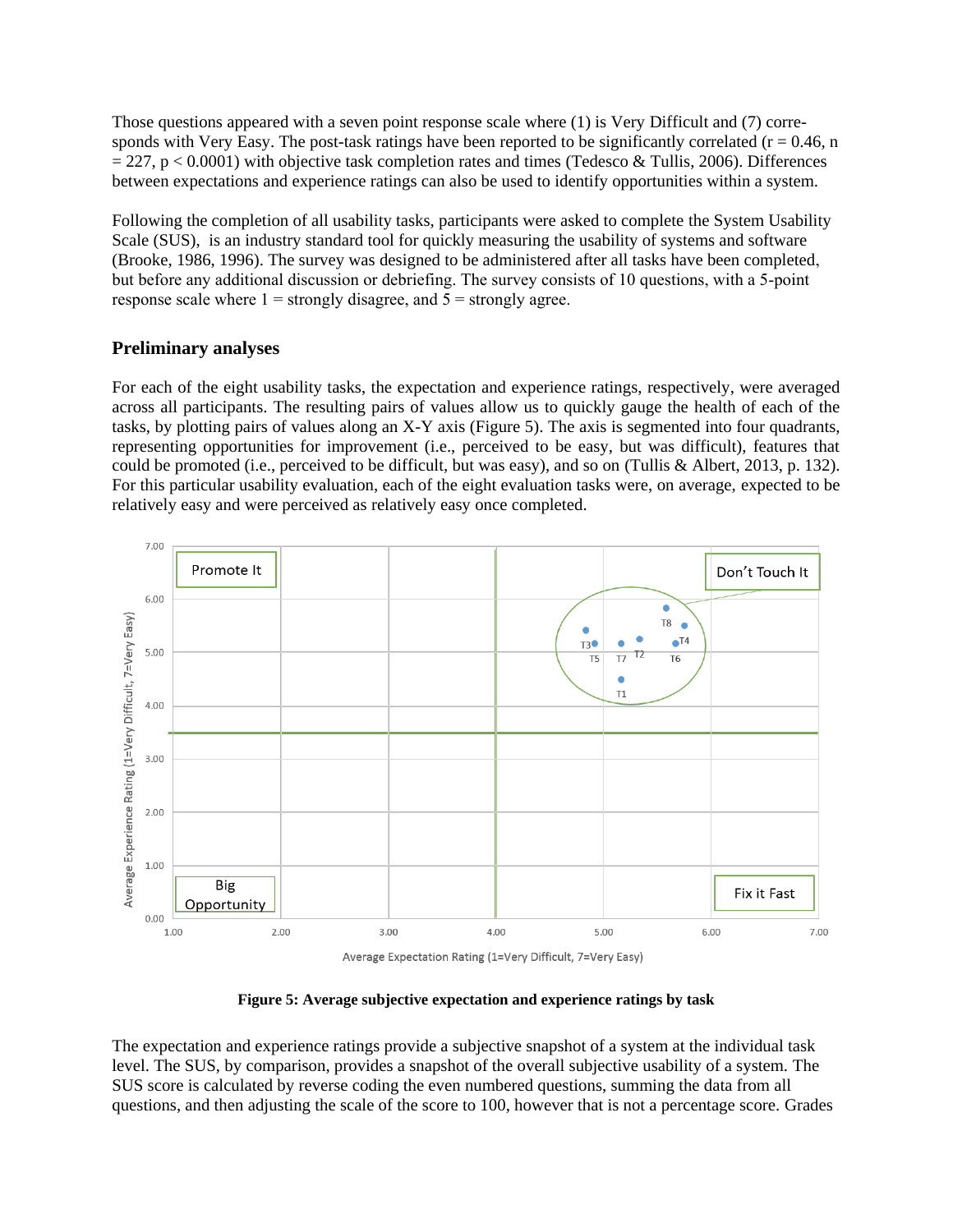Those questions appeared with a seven point response scale where (1) is Very Difficult and (7) corresponds with Very Easy. The post-task ratings have been reported to be significantly correlated ($r = 0.46$, $n = 227$, $p < 0.0001$) with objective task completion rates and times (Tedesco & Tullis, 2006). Differences between expectations and experience ratings can also be used to identify opportunities within a system.

Following the completion of all usability tasks, participants were asked to complete the System Usability Scale (SUS), is an industry standard tool for quickly measuring the usability of systems and software (Brooke, 1986, 1996). The survey was designed to be administered after all tasks have been completed, but before any additional discussion or debriefing. The survey consists of 10 questions, with a 5-point response scale where 1 = strongly disagree, and 5 = strongly agree.

## Preliminary analyses

For each of the eight usability tasks, the expectation and experience ratings, respectively, were averaged across all participants. The resulting pairs of values allow us to quickly gauge the health of each of the tasks, by plotting pairs of values along an X-Y axis (Figure 5). The axis is segmented into four quadrants, representing opportunities for improvement (i.e., perceived to be easy, but was difficult), features that could be promoted (i.e., perceived to be difficult, but was easy), and so on (Tullis & Albert, 2013, p. 132). For this particular usability evaluation, each of the eight evaluation tasks were, on average, expected to be relatively easy and were perceived as relatively easy once completed.

Promote It

Don't Touch It

Big Opportunity

Fix it Fast

T1 T2 T3 T4 T5 T6 T7 T8

Average Experience Rating (1=Very Difficult, 7=Very Easy)

0.00 1.00 2.00 3.00 4.00 5.00 6.00 7.00

Average Expectation Rating (1=Very Difficult, 7=Very Easy)

1.00 2.00 3.00 4.00 5.00 6.00 7.00

**Figure 5: Average subjective expectation and experience ratings by task**

The expectation and experience ratings provide a subjective snapshot of a system at the individual task level. The SUS, by comparison, provides a snapshot of the overall subjective usability of a system. The SUS score is calculated by reverse coding the even numbered questions, summing the data from all questions, and then adjusting the scale of the score to 100, however that is not a percentage score. Grades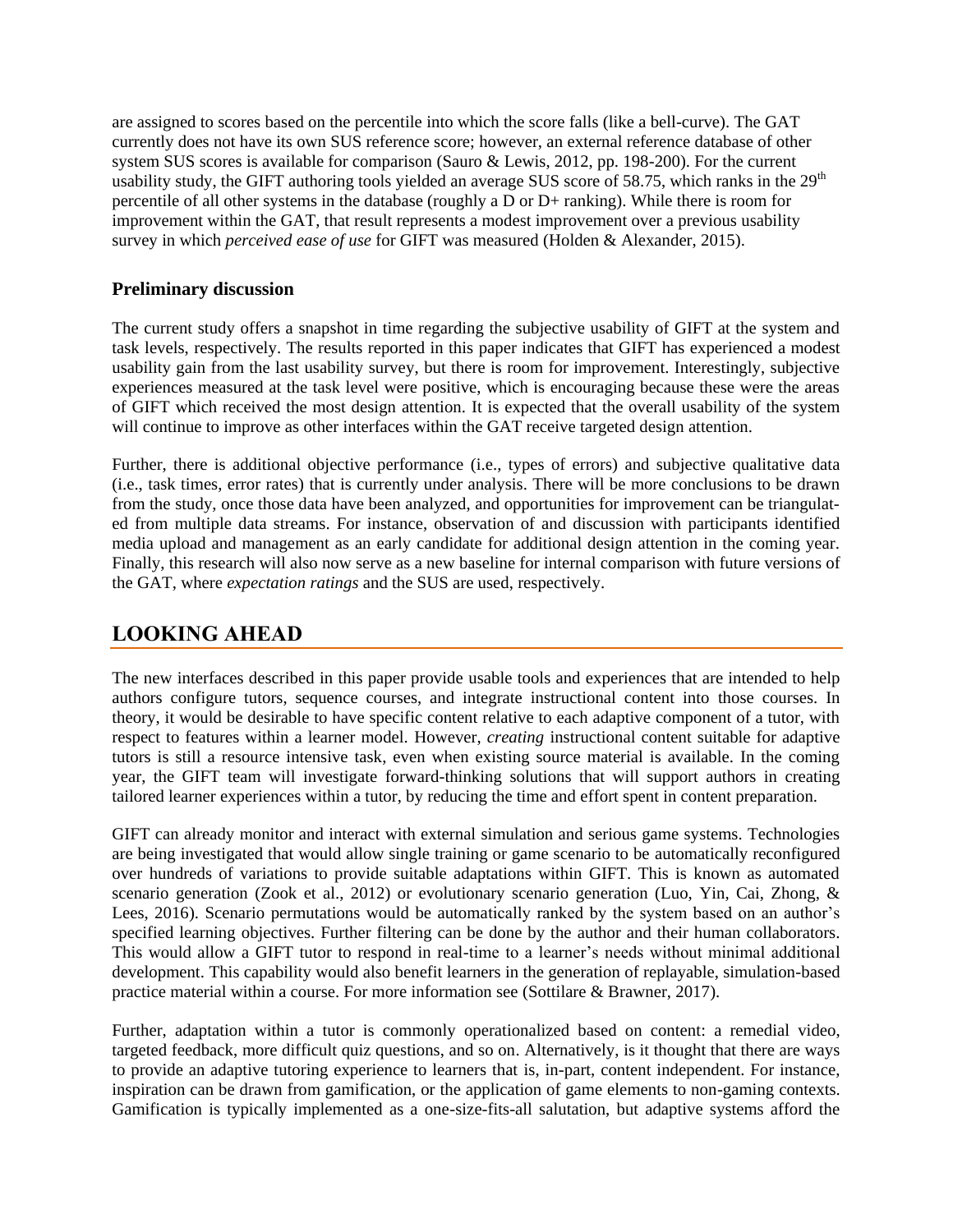are assigned to scores based on the percentile into which the score falls (like a bell-curve). The GAT currently does not have its own SUS reference score; however, an external reference database of other system SUS scores is available for comparison (Sauro & Lewis, 2012, pp. 198-200). For the current usability study, the GIFT authoring tools yielded an average SUS score of 58.75, which ranks in the 29th percentile of all other systems in the database (roughly a D or D+ ranking). While there is room for improvement within the GAT, that result represents a modest improvement over a previous usability survey in which *perceived ease of use* for GIFT was measured (Holden & Alexander, 2015).

### Preliminary discussion

The current study offers a snapshot in time regarding the subjective usability of GIFT at the system and task levels, respectively. The results reported in this paper indicates that GIFT has experienced a modest usability gain from the last usability survey, but there is room for improvement. Interestingly, subjective experiences measured at the task level were positive, which is encouraging because these were the areas of GIFT which received the most design attention. It is expected that the overall usability of the system will continue to improve as other interfaces within the GAT receive targeted design attention.

Further, there is additional objective performance (i.e., types of errors) and subjective qualitative data (i.e., task times, error rates) that is currently under analysis. There will be more conclusions to be drawn from the study, once those data have been analyzed, and opportunities for improvement can be triangulated from multiple data streams. For instance, observation of and discussion with participants identified media upload and management as an early candidate for additional design attention in the coming year. Finally, this research will also now serve as a new baseline for internal comparison with future versions of the GAT, where *expectation ratings* and the SUS are used, respectively.

## LOOKING AHEAD

The new interfaces described in this paper provide usable tools and experiences that are intended to help authors configure tutors, sequence courses, and integrate instructional content into those courses. In theory, it would be desirable to have specific content relative to each adaptive component of a tutor, with respect to features within a learner model. However, *creating* instructional content suitable for adaptive tutors is still a resource intensive task, even when existing source material is available. In the coming year, the GIFT team will investigate forward-thinking solutions that will support authors in creating tailored learner experiences within a tutor, by reducing the time and effort spent in content preparation.

GIFT can already monitor and interact with external simulation and serious game systems. Technologies are being investigated that would allow single training or game scenario to be automatically reconfigured over hundreds of variations to provide suitable adaptations within GIFT. This is known as automated scenario generation (Zook et al., 2012) or evolutionary scenario generation (Luo, Yin, Cai, Zhong, & Lees, 2016). Scenario permutations would be automatically ranked by the system based on an author's specified learning objectives. Further filtering can be done by the author and their human collaborators. This would allow a GIFT tutor to respond in real-time to a learner's needs without minimal additional development. This capability would also benefit learners in the generation of replayable, simulation-based practice material within a course. For more information see (Sottilare & Brawner, 2017).

Further, adaptation within a tutor is commonly operationalized based on content: a remedial video, targeted feedback, more difficult quiz questions, and so on. Alternatively, is it thought that there are ways to provide an adaptive tutoring experience to learners that is, in-part, content independent. For instance, inspiration can be drawn from gamification, or the application of game elements to non-gaming contexts. Gamification is typically implemented as a one-size-fits-all salutation, but adaptive systems afford the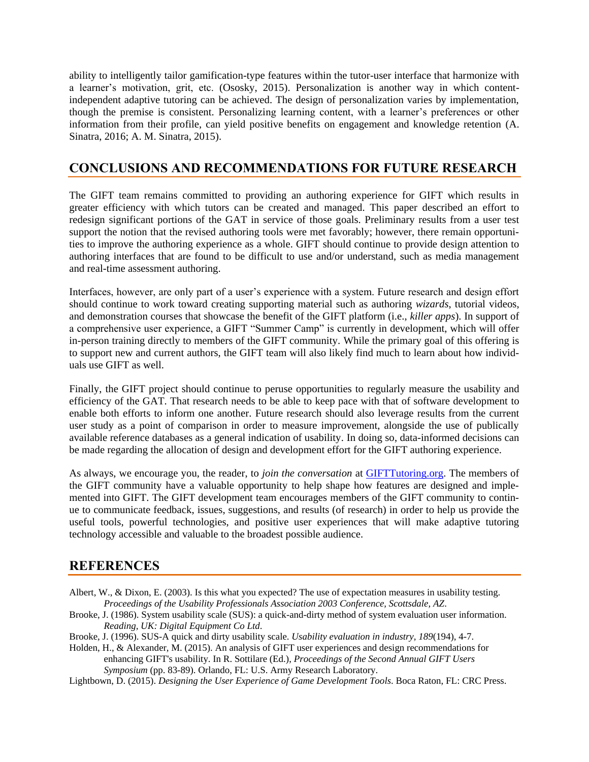ability to intelligently tailor gamification-type features within the tutor-user interface that harmonize with a learner's motivation, grit, etc. (Ososky, 2015). Personalization is another way in which content-independent adaptive tutoring can be achieved. The design of personalization varies by implementation, though the premise is consistent. Personalizing learning content, with a learner's preferences or other information from their profile, can yield positive benefits on engagement and knowledge retention (A. Sinatra, 2016; A. M. Sinatra, 2015).

## CONCLUSIONS AND RECOMMENDATIONS FOR FUTURE RESEARCH

The GIFT team remains committed to providing an authoring experience for GIFT which results in greater efficiency with which tutors can be created and managed. This paper described an effort to redesign significant portions of the GAT in service of those goals. Preliminary results from a user test support the notion that the revised authoring tools were met favorably; however, there remain opportunities to improve the authoring experience as a whole. GIFT should continue to provide design attention to authoring interfaces that are found to be difficult to use and/or understand, such as media management and real-time assessment authoring.

Interfaces, however, are only part of a user's experience with a system. Future research and design effort should continue to work toward creating supporting material such as authoring *wizards*, tutorial videos, and demonstration courses that showcase the benefit of the GIFT platform (i.e., *killer apps*). In support of a comprehensive user experience, a GIFT "Summer Camp" is currently in development, which will offer in-person training directly to members of the GIFT community. While the primary goal of this offering is to support new and current authors, the GIFT team will also likely find much to learn about how individuals use GIFT as well.

Finally, the GIFT project should continue to peruse opportunities to regularly measure the usability and efficiency of the GAT. That research needs to be able to keep pace with that of software development to enable both efforts to inform one another. Future research should also leverage results from the current user study as a point of comparison in order to measure improvement, alongside the use of publically available reference databases as a general indication of usability. In doing so, data-informed decisions can be made regarding the allocation of design and development effort for the GIFT authoring experience.

As always, we encourage you, the reader, to *join the conversation* at GIFTTutoring.org. The members of the GIFT community have a valuable opportunity to help shape how features are designed and implemented into GIFT. The GIFT development team encourages members of the GIFT community to continue to communicate feedback, issues, suggestions, and results (of research) in order to help us provide the useful tools, powerful technologies, and positive user experiences that will make adaptive tutoring technology accessible and valuable to the broadest possible audience.

## REFERENCES

Albert, W., & Dixon, E. (2003). Is this what you expected? The use of expectation measures in usability testing. *Proceedings of the Usability Professionals Association 2003 Conference, Scottsdale, AZ*.

Brooke, J. (1986). System usability scale (SUS): a quick-and-dirty method of system evaluation user information. *Reading, UK: Digital Equipment Co Ltd*.

Brooke, J. (1996). SUS-A quick and dirty usability scale. *Usability evaluation in industry, 189*(194), 4-7.

Holden, H., & Alexander, M. (2015). An analysis of GIFT user experiences and design recommendations for enhancing GIFT's usability. In R. Sottilare (Ed.), *Proceedings of the Second Annual GIFT Users Symposium* (pp. 83-89). Orlando, FL: U.S. Army Research Laboratory.

Lightbown, D. (2015). *Designing the User Experience of Game Development Tools*. Boca Raton, FL: CRC Press.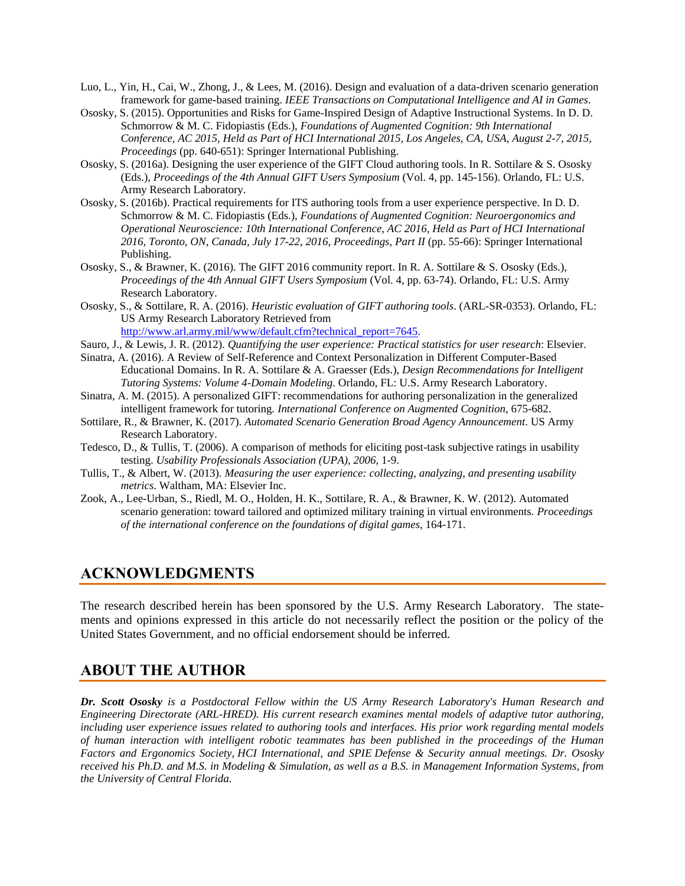Luo, L., Yin, H., Cai, W., Zhong, J., & Lees, M. (2016). Design and evaluation of a data-driven scenario generation framework for game-based training. *IEEE Transactions on Computational Intelligence and AI in Games*.

Ososky, S. (2015). Opportunities and Risks for Game-Inspired Design of Adaptive Instructional Systems. In D. D. Schmorrow & M. C. Fidopiastis (Eds.), *Foundations of Augmented Cognition: 9th International Conference, AC 2015, Held as Part of HCI International 2015, Los Angeles, CA, USA, August 2-7, 2015, Proceedings* (pp. 640-651): Springer International Publishing.

Ososky, S. (2016a). Designing the user experience of the GIFT Cloud authoring tools. In R. Sottilare & S. Ososky (Eds.), *Proceedings of the 4th Annual GIFT Users Symposium* (Vol. 4, pp. 145-156). Orlando, FL: U.S. Army Research Laboratory.

Ososky, S. (2016b). Practical requirements for ITS authoring tools from a user experience perspective. In D. D. Schmorrow & M. C. Fidopiastis (Eds.), *Foundations of Augmented Cognition: Neuroergonomics and Operational Neuroscience: 10th International Conference, AC 2016, Held as Part of HCI International 2016, Toronto, ON, Canada, July 17-22, 2016, Proceedings, Part II* (pp. 55-66): Springer International Publishing.

Ososky, S., & Brawner, K. (2016). The GIFT 2016 community report. In R. A. Sottilare & S. Ososky (Eds.), *Proceedings of the 4th Annual GIFT Users Symposium* (Vol. 4, pp. 63-74). Orlando, FL: U.S. Army Research Laboratory.

Ososky, S., & Sottilare, R. A. (2016). *Heuristic evaluation of GIFT authoring tools*. (ARL-SR-0353). Orlando, FL: US Army Research Laboratory Retrieved from http://www.arl.army.mil/www/default.cfm?technical_report=7645.

Sauro, J., & Lewis, J. R. (2012). *Quantifying the user experience: Practical statistics for user research*: Elsevier.

Sinatra, A. (2016). A Review of Self-Reference and Context Personalization in Different Computer-Based Educational Domains. In R. A. Sottilare & A. Graesser (Eds.), *Design Recommendations for Intelligent Tutoring Systems: Volume 4-Domain Modeling*. Orlando, FL: U.S. Army Research Laboratory.

Sinatra, A. M. (2015). A personalized GIFT: recommendations for authoring personalization in the generalized intelligent framework for tutoring. *International Conference on Augmented Cognition*, 675-682.

Sottilare, R., & Brawner, K. (2017). *Automated Scenario Generation Broad Agency Announcement*. US Army Research Laboratory.

Tedesco, D., & Tullis, T. (2006). A comparison of methods for eliciting post-task subjective ratings in usability testing. *Usability Professionals Association (UPA), 2006*, 1-9.

Tullis, T., & Albert, W. (2013). *Measuring the user experience: collecting, analyzing, and presenting usability metrics*. Waltham, MA: Elsevier Inc.

Zook, A., Lee-Urban, S., Riedl, M. O., Holden, H. K., Sottilare, R. A., & Brawner, K. W. (2012). Automated scenario generation: toward tailored and optimized military training in virtual environments. *Proceedings of the international conference on the foundations of digital games*, 164-171.

## ACKNOWLEDGMENTS

The research described herein has been sponsored by the U.S. Army Research Laboratory. The statements and opinions expressed in this article do not necessarily reflect the position or the policy of the United States Government, and no official endorsement should be inferred.

## ABOUT THE AUTHOR

***Dr. Scott Ososky** is a Postdoctoral Fellow within the US Army Research Laboratory's Human Research and Engineering Directorate (ARL-HRED). His current research examines mental models of adaptive tutor authoring, including user experience issues related to authoring tools and interfaces. His prior work regarding mental models of human interaction with intelligent robotic teammates has been published in the proceedings of the Human Factors and Ergonomics Society, HCI International, and SPIE Defense & Security annual meetings. Dr. Ososky received his Ph.D. and M.S. in Modeling & Simulation, as well as a B.S. in Management Information Systems, from the University of Central Florida.*